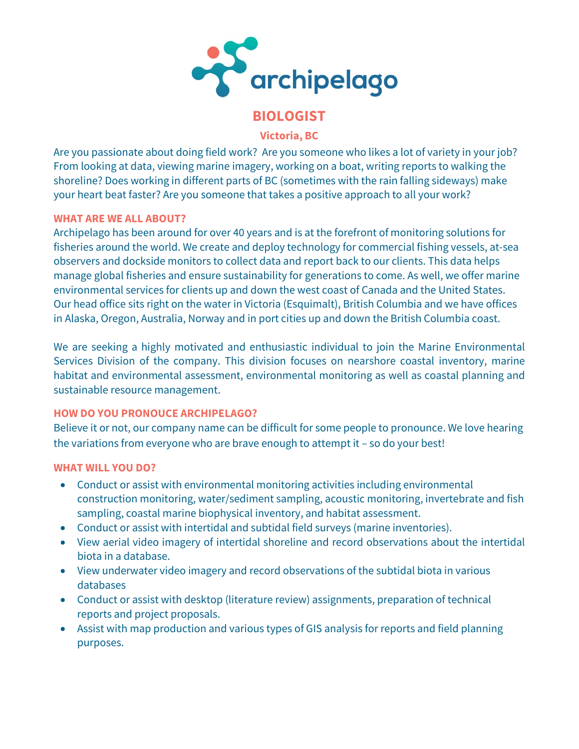archipelago

# BIOLOGIST

**Victoria, BC**

Are you passionate about doing field work? Are you someone who likes a lot of variety in your job? From looking at data, viewing marine imagery, working on a boat, writing reports to walking the shoreline? Does working in different parts of BC (sometimes with the rain falling sideways) make your heart beat faster? Are you someone that takes a positive approach to all your work?

## WHAT ARE WE ALL ABOUT?

Archipelago has been around for over 40 years and is at the forefront of monitoring solutions for fisheries around the world. We create and deploy technology for commercial fishing vessels, at-sea observers and dockside monitors to collect data and report back to our clients. This data helps manage global fisheries and ensure sustainability for generations to come. As well, we offer marine environmental services for clients up and down the west coast of Canada and the United States. Our head office sits right on the water in Victoria (Esquimalt), British Columbia and we have offices in Alaska, Oregon, Australia, Norway and in port cities up and down the British Columbia coast.

We are seeking a highly motivated and enthusiastic individual to join the Marine Environmental Services Division of the company. This division focuses on nearshore coastal inventory, marine habitat and environmental assessment, environmental monitoring as well as coastal planning and sustainable resource management.

## HOW DO YOU PRONOUCE ARCHIPELAGO?

Believe it or not, our company name can be difficult for some people to pronounce. We love hearing the variations from everyone who are brave enough to attempt it – so do your best!

## WHAT WILL YOU DO?

- Conduct or assist with environmental monitoring activities including environmental construction monitoring, water/sediment sampling, acoustic monitoring, invertebrate and fish sampling, coastal marine biophysical inventory, and habitat assessment.
- Conduct or assist with intertidal and subtidal field surveys (marine inventories).
- View aerial video imagery of intertidal shoreline and record observations about the intertidal biota in a database.
- View underwater video imagery and record observations of the subtidal biota in various databases
- Conduct or assist with desktop (literature review) assignments, preparation of technical reports and project proposals.
- Assist with map production and various types of GIS analysis for reports and field planning purposes.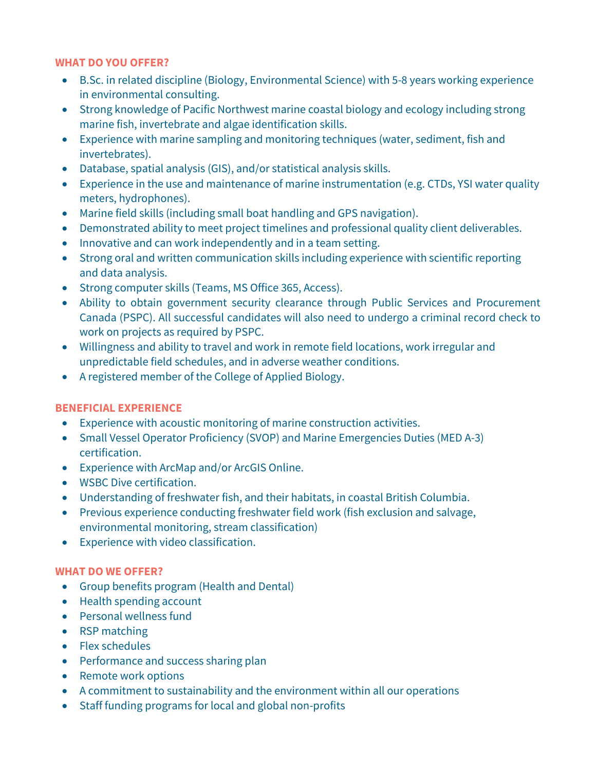## WHAT DO YOU OFFER?

- B.Sc. in related discipline (Biology, Environmental Science) with 5-8 years working experience in environmental consulting.
- Strong knowledge of Pacific Northwest marine coastal biology and ecology including strong marine fish, invertebrate and algae identification skills.
- Experience with marine sampling and monitoring techniques (water, sediment, fish and invertebrates).
- Database, spatial analysis (GIS), and/or statistical analysis skills.
- Experience in the use and maintenance of marine instrumentation (e.g. CTDs, YSI water quality meters, hydrophones).
- Marine field skills (including small boat handling and GPS navigation).
- Demonstrated ability to meet project timelines and professional quality client deliverables.
- Innovative and can work independently and in a team setting.
- Strong oral and written communication skills including experience with scientific reporting and data analysis.
- Strong computer skills (Teams, MS Office 365, Access).
- Ability to obtain government security clearance through Public Services and Procurement Canada (PSPC). All successful candidates will also need to undergo a criminal record check to work on projects as required by PSPC.
- Willingness and ability to travel and work in remote field locations, work irregular and unpredictable field schedules, and in adverse weather conditions.
- A registered member of the College of Applied Biology.

## BENEFICIAL EXPERIENCE

- Experience with acoustic monitoring of marine construction activities.
- Small Vessel Operator Proficiency (SVOP) and Marine Emergencies Duties (MED A-3) certification.
- Experience with ArcMap and/or ArcGIS Online.
- WSBC Dive certification.
- Understanding of freshwater fish, and their habitats, in coastal British Columbia.
- Previous experience conducting freshwater field work (fish exclusion and salvage, environmental monitoring, stream classification)
- Experience with video classification.

## WHAT DO WE OFFER?

- Group benefits program (Health and Dental)
- Health spending account
- Personal wellness fund
- RSP matching
- Flex schedules
- Performance and success sharing plan
- Remote work options
- A commitment to sustainability and the environment within all our operations
- Staff funding programs for local and global non-profits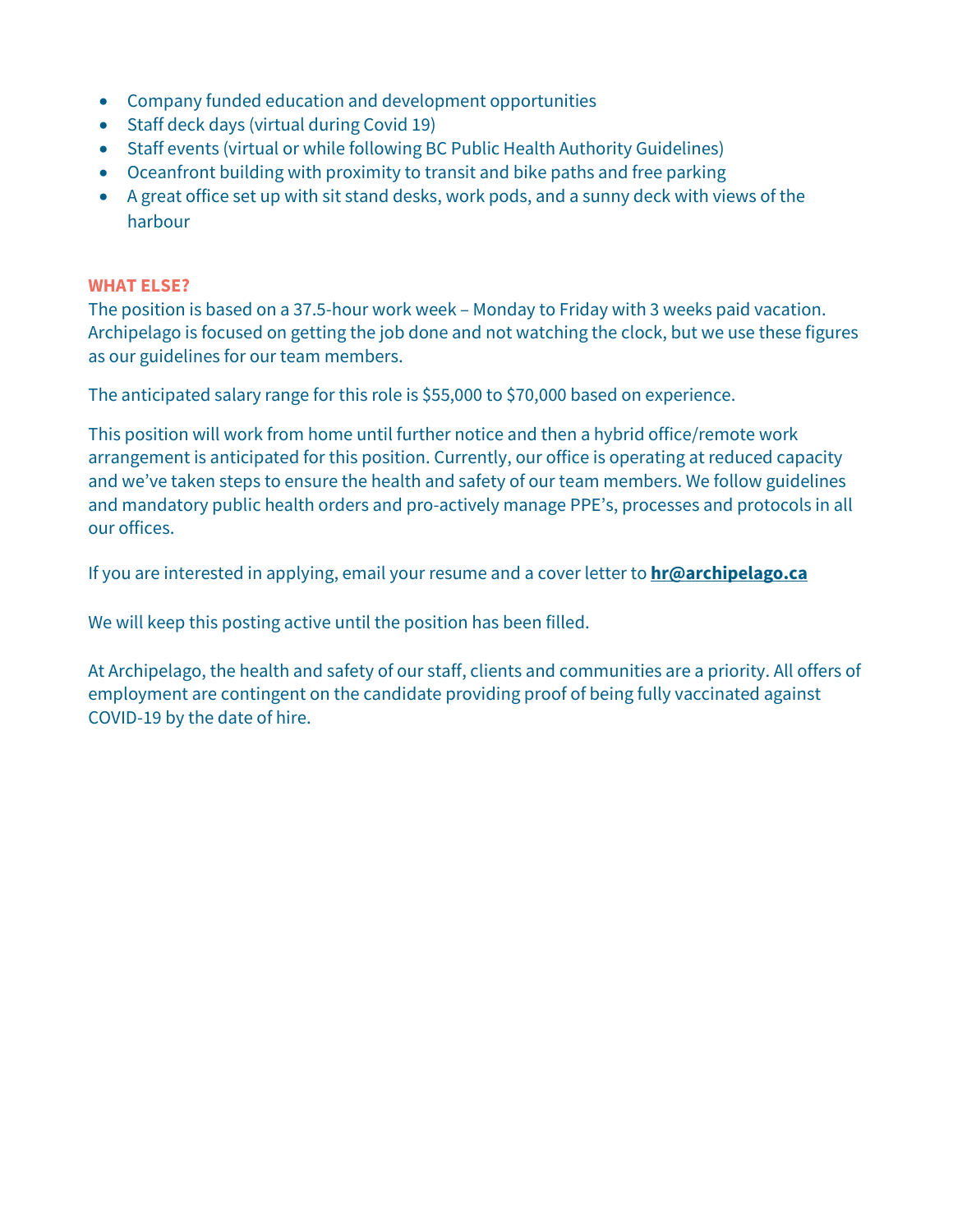- Company funded education and development opportunities
- Staff deck days (virtual during Covid 19)
- Staff events (virtual or while following BC Public Health Authority Guidelines)
- Oceanfront building with proximity to transit and bike paths and free parking
- A great office set up with sit stand desks, work pods, and a sunny deck with views of the harbour

## WHAT ELSE?

The position is based on a 37.5-hour work week – Monday to Friday with 3 weeks paid vacation. Archipelago is focused on getting the job done and not watching the clock, but we use these figures as our guidelines for our team members.

The anticipated salary range for this role is $55,000 to $70,000 based on experience.

This position will work from home until further notice and then a hybrid office/remote work arrangement is anticipated for this position. Currently, our office is operating at reduced capacity and we've taken steps to ensure the health and safety of our team members. We follow guidelines and mandatory public health orders and pro-actively manage PPE's, processes and protocols in all our offices.

If you are interested in applying, email your resume and a cover letter to **hr@archipelago.ca**

We will keep this posting active until the position has been filled.

At Archipelago, the health and safety of our staff, clients and communities are a priority. All offers of employment are contingent on the candidate providing proof of being fully vaccinated against COVID-19 by the date of hire.